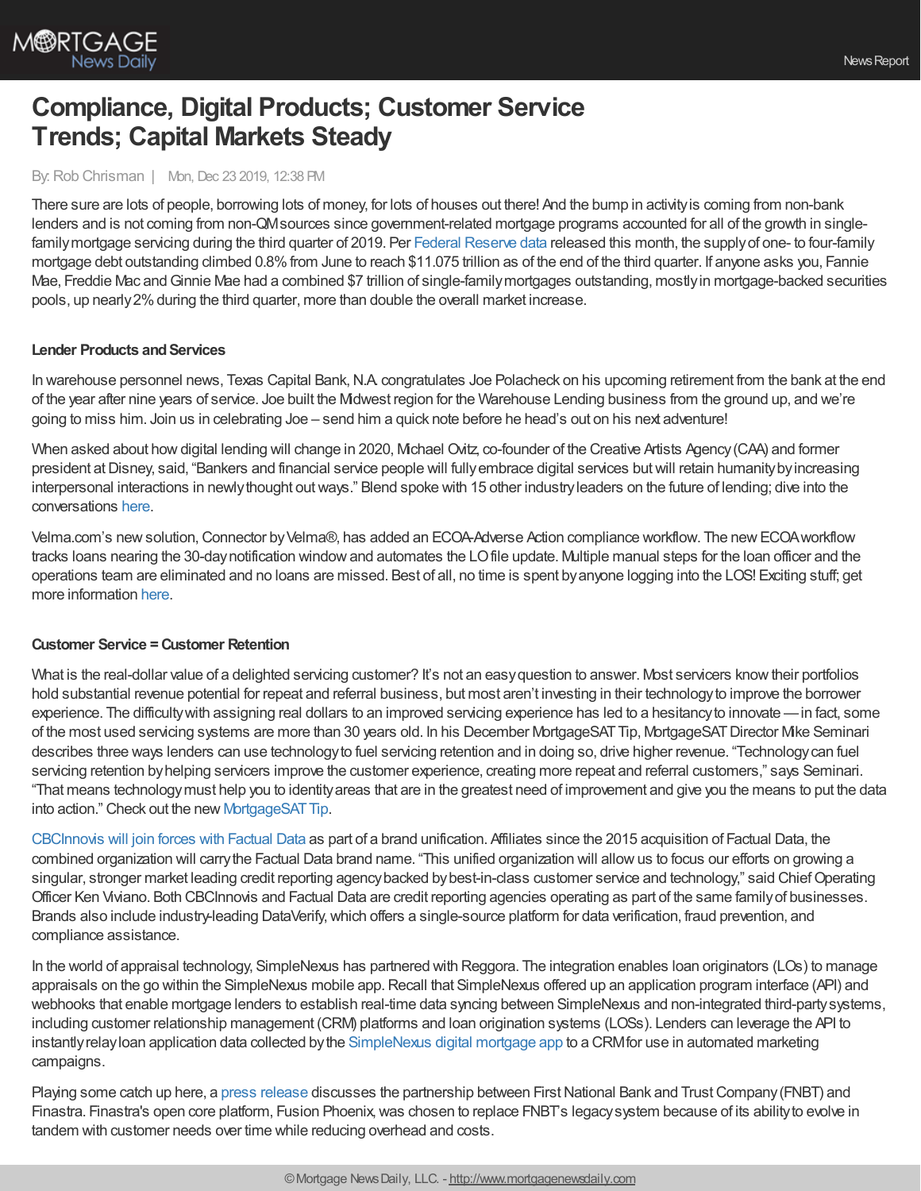# Compliance, Digital Products; Customer Service Trends; Capital Markets Steady

By: Rob Chrisman | Mon, Dec 23 2019, 12:38 PM

There sure are lots of people, borrowing lots of money, for lots of houses out there! And the bump in activity is coming from non-bank lenders and is not coming from non-QM sources since government-related mortgage programs accounted for all of the growth in single-family mortgage servicing during the third quarter of 2019. Per Federal Reserve data released this month, the supply of one- to four-family mortgage debt outstanding climbed 0.8% from June to reach $11.075 trillion as of the end of the third quarter. If anyone asks you, Fannie Mae, Freddie Mac and Ginnie Mae had a combined $7 trillion of single-family mortgages outstanding, mostly in mortgage-backed securities pools, up nearly 2% during the third quarter, more than double the overall market increase.

### Lender Products and Services

In warehouse personnel news, Texas Capital Bank, N.A. congratulates Joe Polacheck on his upcoming retirement from the bank at the end of the year after nine years of service. Joe built the Midwest region for the Warehouse Lending business from the ground up, and we're going to miss him. Join us in celebrating Joe – send him a quick note before he head's out on his next adventure!

When asked about how digital lending will change in 2020, Michael Ovitz, co-founder of the Creative Artists Agency (CAA) and former president at Disney, said, "Bankers and financial service people will fully embrace digital services but will retain humanity by increasing interpersonal interactions in newly thought out ways." Blend spoke with 15 other industry leaders on the future of lending; dive into the conversations here.

Velma.com's new solution, Connector by Velma®, has added an ECOA-Adverse Action compliance workflow. The new ECOA workflow tracks loans nearing the 30-day notification window and automates the LO file update. Multiple manual steps for the loan officer and the operations team are eliminated and no loans are missed. Best of all, no time is spent by anyone logging into the LOS! Exciting stuff; get more information here.

### Customer Service = Customer Retention

What is the real-dollar value of a delighted servicing customer? It's not an easy question to answer. Most servicers know their portfolios hold substantial revenue potential for repeat and referral business, but most aren't investing in their technology to improve the borrower experience. The difficulty with assigning real dollars to an improved servicing experience has led to a hesitancy to innovate — in fact, some of the most used servicing systems are more than 30 years old. In his December MortgageSAT Tip, MortgageSAT Director Mike Seminari describes three ways lenders can use technology to fuel servicing retention and in doing so, drive higher revenue. "Technology can fuel servicing retention by helping servicers improve the customer experience, creating more repeat and referral customers," says Seminari. "That means technology must help you to identity areas that are in the greatest need of improvement and give you the means to put the data into action." Check out the new MortgageSAT Tip.

CBCInnovis will join forces with Factual Data as part of a brand unification. Affiliates since the 2015 acquisition of Factual Data, the combined organization will carry the Factual Data brand name. "This unified organization will allow us to focus our efforts on growing a singular, stronger market leading credit reporting agency backed by best-in-class customer service and technology," said Chief Operating Officer Ken Viviano. Both CBCInnovis and Factual Data are credit reporting agencies operating as part of the same family of businesses. Brands also include industry-leading DataVerify, which offers a single-source platform for data verification, fraud prevention, and compliance assistance.

In the world of appraisal technology, SimpleNexus has partnered with Reggora. The integration enables loan originators (LOs) to manage appraisals on the go within the SimpleNexus mobile app. Recall that SimpleNexus offered up an application program interface (API) and webhooks that enable mortgage lenders to establish real-time data syncing between SimpleNexus and non-integrated third-party systems, including customer relationship management (CRM) platforms and loan origination systems (LOSs). Lenders can leverage the API to instantly relay loan application data collected by the SimpleNexus digital mortgage app to a CRM for use in automated marketing campaigns.

Playing some catch up here, a press release discusses the partnership between First National Bank and Trust Company (FNBT) and Finastra. Finastra's open core platform, Fusion Phoenix, was chosen to replace FNBT's legacy system because of its ability to evolve in tandem with customer needs over time while reducing overhead and costs.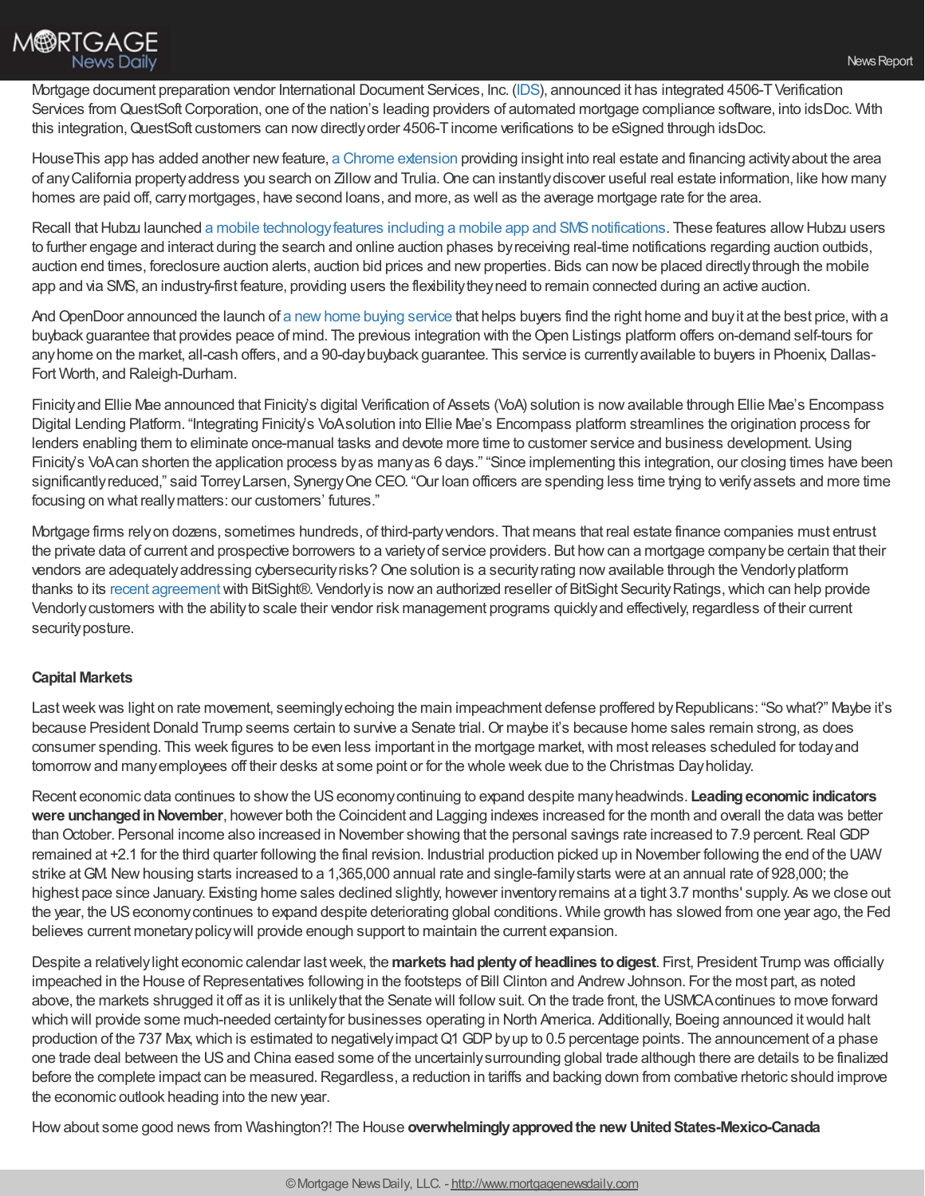Mortgage document preparation vendor International Document Services, Inc. (IDS), announced it has integrated 4506-T Verification Services from QuestSoft Corporation, one of the nation's leading providers of automated mortgage compliance software, into idsDoc. With this integration, QuestSoft customers can now directly order 4506-T income verifications to be eSigned through idsDoc.

HouseThis app has added another new feature, a Chrome extension providing insight into real estate and financing activity about the area of any California property address you search on Zillow and Trulia. One can instantly discover useful real estate information, like how many homes are paid off, carry mortgages, have second loans, and more, as well as the average mortgage rate for the area.

Recall that Hubzu launched a mobile technology features including a mobile app and SMS notifications. These features allow Hubzu users to further engage and interact during the search and online auction phases by receiving real-time notifications regarding auction outbids, auction end times, foreclosure auction alerts, auction bid prices and new properties. Bids can now be placed directly through the mobile app and via SMS, an industry-first feature, providing users the flexibility they need to remain connected during an active auction.

And OpenDoor announced the launch of a new home buying service that helps buyers find the right home and buy it at the best price, with a buyback guarantee that provides peace of mind. The previous integration with the Open Listings platform offers on-demand self-tours for any home on the market, all-cash offers, and a 90-day buyback guarantee. This service is currently available to buyers in Phoenix, Dallas-Fort Worth, and Raleigh-Durham.

Finicity and Ellie Mae announced that Finicity's digital Verification of Assets (VoA) solution is now available through Ellie Mae's Encompass Digital Lending Platform. "Integrating Finicity's VoA solution into Ellie Mae's Encompass platform streamlines the origination process for lenders enabling them to eliminate once-manual tasks and devote more time to customer service and business development. Using Finicity's VoA can shorten the application process by as many as 6 days." "Since implementing this integration, our closing times have been significantly reduced," said Torrey Larsen, Synergy One CEO. "Our loan officers are spending less time trying to verify assets and more time focusing on what really matters: our customers' futures."

Mortgage firms rely on dozens, sometimes hundreds, of third-party vendors. That means that real estate finance companies must entrust the private data of current and prospective borrowers to a variety of service providers. But how can a mortgage company be certain that their vendors are adequately addressing cybersecurity risks? One solution is a security rating now available through the Vendorly platform thanks to its recent agreement with BitSight®. Vendorly is now an authorized reseller of BitSight Security Ratings, which can help provide Vendorly customers with the ability to scale their vendor risk management programs quickly and effectively, regardless of their current security posture.

**Capital Markets**

Last week was light on rate movement, seemingly echoing the main impeachment defense proffered by Republicans: "So what?" Maybe it's because President Donald Trump seems certain to survive a Senate trial. Or maybe it's because home sales remain strong, as does consumer spending. This week figures to be even less important in the mortgage market, with most releases scheduled for today and tomorrow and many employees off their desks at some point or for the whole week due to the Christmas Day holiday.

Recent economic data continues to show the US economy continuing to expand despite many headwinds. **Leading economic indicators were unchanged in November**, however both the Coincident and Lagging indexes increased for the month and overall the data was better than October. Personal income also increased in November showing that the personal savings rate increased to 7.9 percent. Real GDP remained at +2.1 for the third quarter following the final revision. Industrial production picked up in November following the end of the UAW strike at GM. New housing starts increased to a 1,365,000 annual rate and single-family starts were at an annual rate of 928,000; the highest pace since January. Existing home sales declined slightly, however inventory remains at a tight 3.7 months' supply. As we close out the year, the US economy continues to expand despite deteriorating global conditions. While growth has slowed from one year ago, the Fed believes current monetary policy will provide enough support to maintain the current expansion.

Despite a relatively light economic calendar last week, the **markets had plenty of headlines to digest**. First, President Trump was officially impeached in the House of Representatives following in the footsteps of Bill Clinton and Andrew Johnson. For the most part, as noted above, the markets shrugged it off as it is unlikely that the Senate will follow suit. On the trade front, the USMCA continues to move forward which will provide some much-needed certainty for businesses operating in North America. Additionally, Boeing announced it would halt production of the 737 Max, which is estimated to negatively impact Q1 GDP by up to 0.5 percentage points. The announcement of a phase one trade deal between the US and China eased some of the uncertainly surrounding global trade although there are details to be finalized before the complete impact can be measured. Regardless, a reduction in tariffs and backing down from combative rhetoric should improve the economic outlook heading into the new year.

How about some good news from Washington?! The House **overwhelmingly approved the new United States-Mexico-Canada**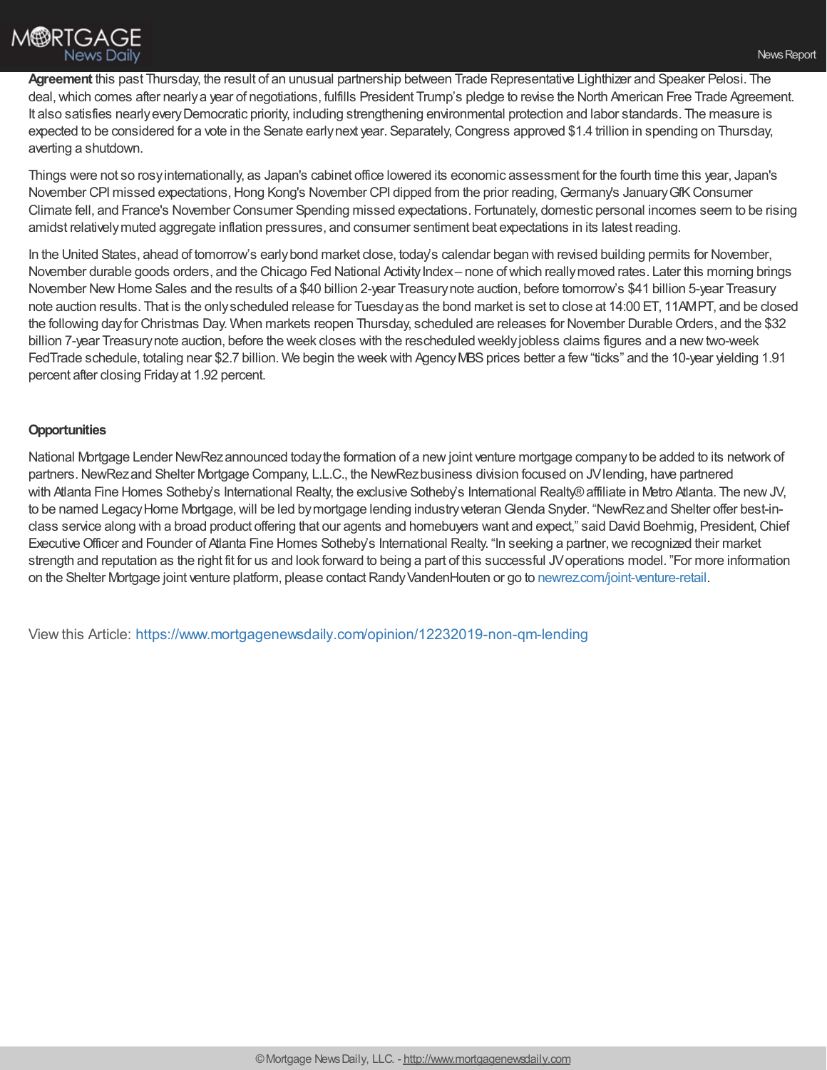**Agreement** this past Thursday, the result of an unusual partnership between Trade Representative Lighthizer and Speaker Pelosi. The deal, which comes after nearly a year of negotiations, fulfills President Trump's pledge to revise the North American Free Trade Agreement. It also satisfies nearly every Democratic priority, including strengthening environmental protection and labor standards. The measure is expected to be considered for a vote in the Senate early next year. Separately, Congress approved $1.4 trillion in spending on Thursday, averting a shutdown.

Things were not so rosy internationally, as Japan's cabinet office lowered its economic assessment for the fourth time this year, Japan's November CPI missed expectations, Hong Kong's November CPI dipped from the prior reading, Germany's January GfK Consumer Climate fell, and France's November Consumer Spending missed expectations. Fortunately, domestic personal incomes seem to be rising amidst relatively muted aggregate inflation pressures, and consumer sentiment beat expectations in its latest reading.

In the United States, ahead of tomorrow's early bond market close, today's calendar began with revised building permits for November, November durable goods orders, and the Chicago Fed National Activity Index – none of which really moved rates. Later this morning brings November New Home Sales and the results of a $40 billion 2-year Treasury note auction, before tomorrow's $41 billion 5-year Treasury note auction results. That is the only scheduled release for Tuesday as the bond market is set to close at 14:00 ET, 11AM PT, and be closed the following day for Christmas Day. When markets reopen Thursday, scheduled are releases for November Durable Orders, and the $32 billion 7-year Treasury note auction, before the week closes with the rescheduled weekly jobless claims figures and a new two-week FedTrade schedule, totaling near $2.7 billion. We begin the week with Agency MBS prices better a few "ticks" and the 10-year yielding 1.91 percent after closing Friday at 1.92 percent.

**Opportunities**

National Mortgage Lender NewRez announced today the formation of a new joint venture mortgage company to be added to its network of partners. NewRez and Shelter Mortgage Company, L.L.C., the NewRez business division focused on JV lending, have partnered with Atlanta Fine Homes Sotheby's International Realty, the exclusive Sotheby's International Realty® affiliate in Metro Atlanta. The new JV, to be named Legacy Home Mortgage, will be led by mortgage lending industry veteran Glenda Snyder. "NewRez and Shelter offer best-in-class service along with a broad product offering that our agents and homebuyers want and expect," said David Boehmig, President, Chief Executive Officer and Founder of Atlanta Fine Homes Sotheby's International Realty. "In seeking a partner, we recognized their market strength and reputation as the right fit for us and look forward to being a part of this successful JV operations model. "For more information on the Shelter Mortgage joint venture platform, please contact Randy VandenHouten or go to newrez.com/joint-venture-retail.

View this Article: https://www.mortgagenewsdaily.com/opinion/12232019-non-qm-lending